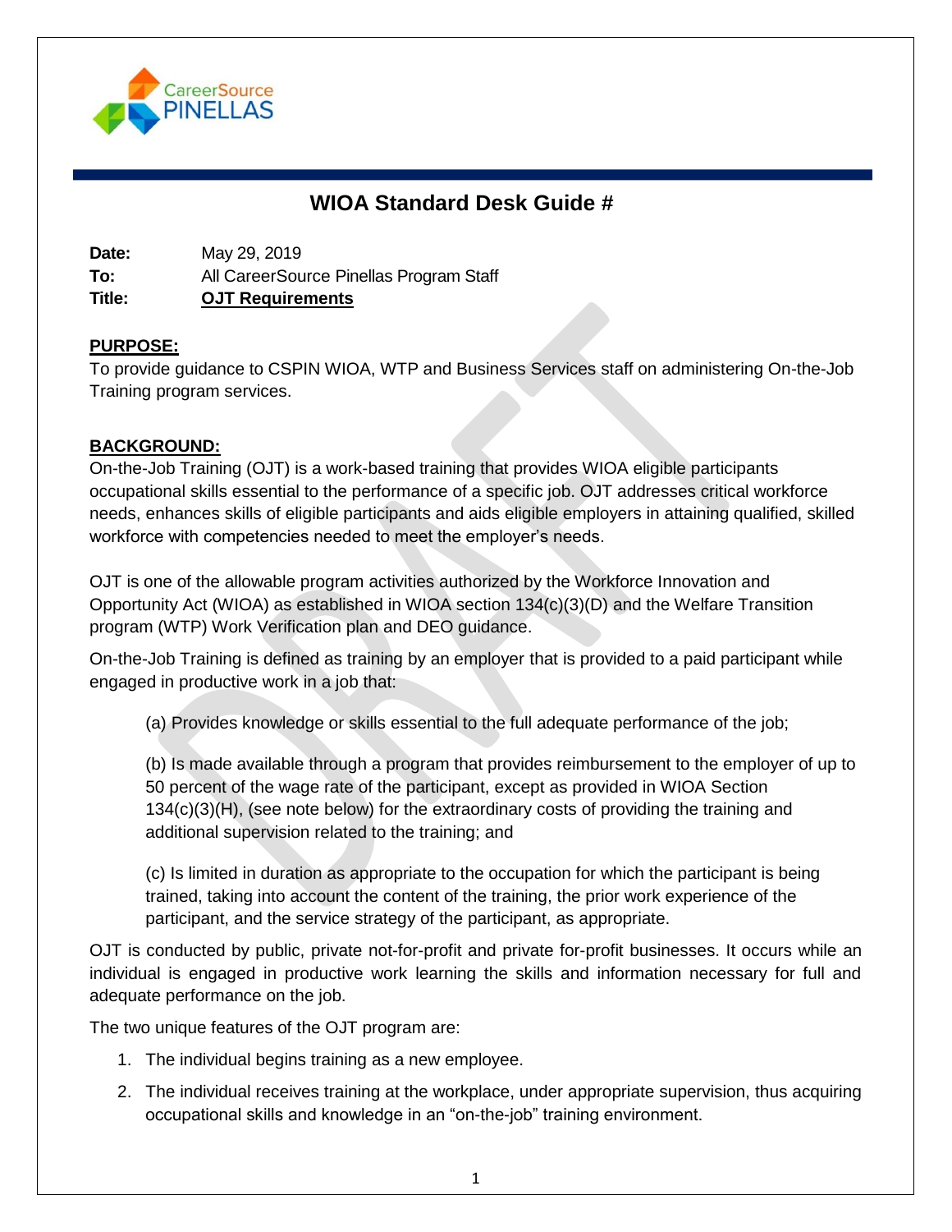# WIOA Standard Desk Guide #

**Date:** May 29, 2019
**To:** All CareerSource Pinellas Program Staff
**Title:** **OJT Requirements**

## PURPOSE:

To provide guidance to CSPIN WIOA, WTP and Business Services staff on administering On-the-Job Training program services.

## BACKGROUND:

On-the-Job Training (OJT) is a work-based training that provides WIOA eligible participants occupational skills essential to the performance of a specific job. OJT addresses critical workforce needs, enhances skills of eligible participants and aids eligible employers in attaining qualified, skilled workforce with competencies needed to meet the employer's needs.

OJT is one of the allowable program activities authorized by the Workforce Innovation and Opportunity Act (WIOA) as established in WIOA section 134(c)(3)(D) and the Welfare Transition program (WTP) Work Verification plan and DEO guidance.

On-the-Job Training is defined as training by an employer that is provided to a paid participant while engaged in productive work in a job that:

(a) Provides knowledge or skills essential to the full adequate performance of the job;

(b) Is made available through a program that provides reimbursement to the employer of up to 50 percent of the wage rate of the participant, except as provided in WIOA Section 134(c)(3)(H), (see note below) for the extraordinary costs of providing the training and additional supervision related to the training; and

(c) Is limited in duration as appropriate to the occupation for which the participant is being trained, taking into account the content of the training, the prior work experience of the participant, and the service strategy of the participant, as appropriate.

OJT is conducted by public, private not-for-profit and private for-profit businesses. It occurs while an individual is engaged in productive work learning the skills and information necessary for full and adequate performance on the job.

The two unique features of the OJT program are:

1. The individual begins training as a new employee.
2. The individual receives training at the workplace, under appropriate supervision, thus acquiring occupational skills and knowledge in an "on-the-job" training environment.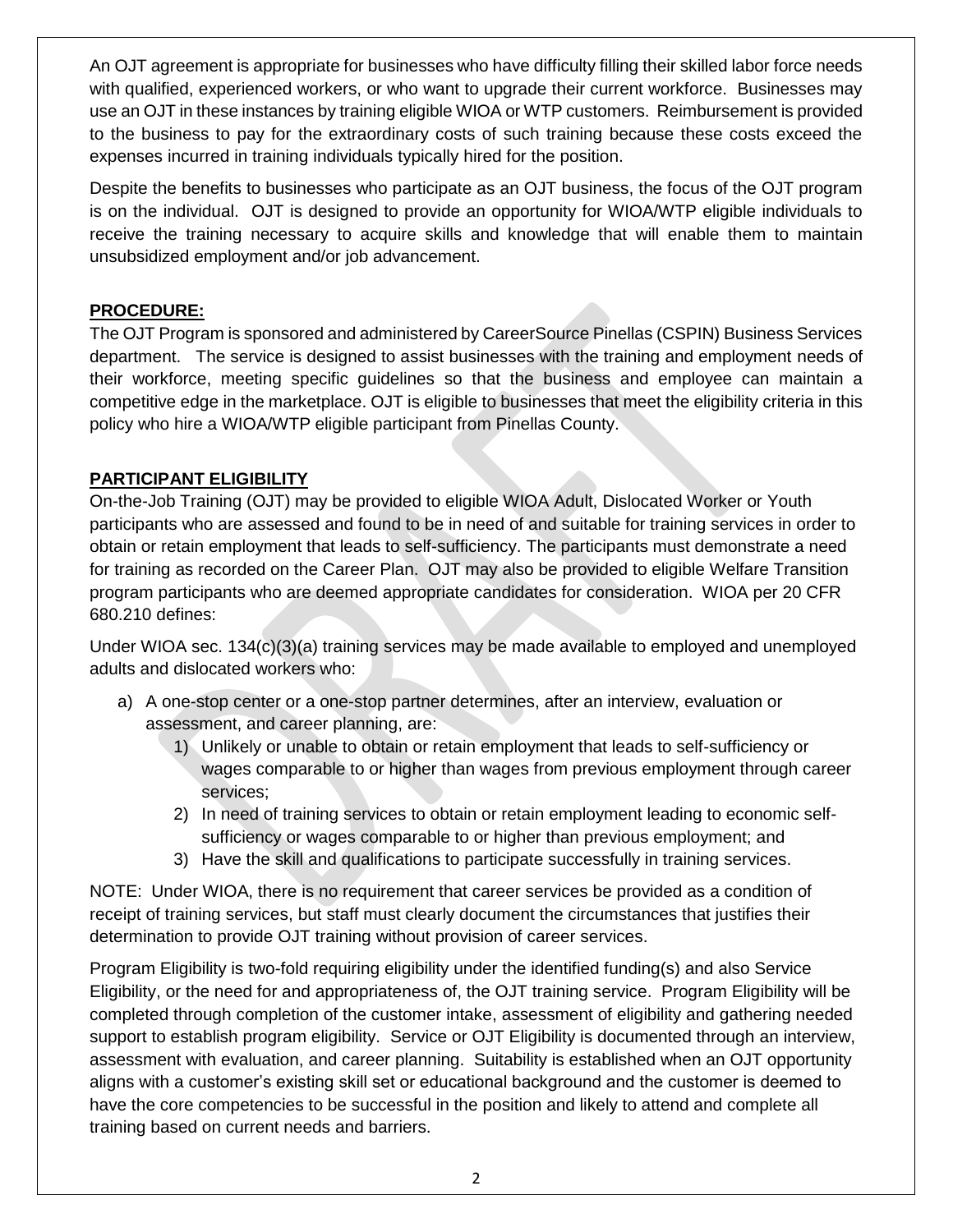An OJT agreement is appropriate for businesses who have difficulty filling their skilled labor force needs with qualified, experienced workers, or who want to upgrade their current workforce. Businesses may use an OJT in these instances by training eligible WIOA or WTP customers. Reimbursement is provided to the business to pay for the extraordinary costs of such training because these costs exceed the expenses incurred in training individuals typically hired for the position.

Despite the benefits to businesses who participate as an OJT business, the focus of the OJT program is on the individual. OJT is designed to provide an opportunity for WIOA/WTP eligible individuals to receive the training necessary to acquire skills and knowledge that will enable them to maintain unsubsidized employment and/or job advancement.

## PROCEDURE:

The OJT Program is sponsored and administered by CareerSource Pinellas (CSPIN) Business Services department. The service is designed to assist businesses with the training and employment needs of their workforce, meeting specific guidelines so that the business and employee can maintain a competitive edge in the marketplace. OJT is eligible to businesses that meet the eligibility criteria in this policy who hire a WIOA/WTP eligible participant from Pinellas County.

## PARTICIPANT ELIGIBILITY

On-the-Job Training (OJT) may be provided to eligible WIOA Adult, Dislocated Worker or Youth participants who are assessed and found to be in need of and suitable for training services in order to obtain or retain employment that leads to self-sufficiency. The participants must demonstrate a need for training as recorded on the Career Plan. OJT may also be provided to eligible Welfare Transition program participants who are deemed appropriate candidates for consideration. WIOA per 20 CFR 680.210 defines:

Under WIOA sec. 134(c)(3)(a) training services may be made available to employed and unemployed adults and dislocated workers who:

a) A one-stop center or a one-stop partner determines, after an interview, evaluation or assessment, and career planning, are:
    1) Unlikely or unable to obtain or retain employment that leads to self-sufficiency or wages comparable to or higher than wages from previous employment through career services;
    2) In need of training services to obtain or retain employment leading to economic self-sufficiency or wages comparable to or higher than previous employment; and
    3) Have the skill and qualifications to participate successfully in training services.

NOTE: Under WIOA, there is no requirement that career services be provided as a condition of receipt of training services, but staff must clearly document the circumstances that justifies their determination to provide OJT training without provision of career services.

Program Eligibility is two-fold requiring eligibility under the identified funding(s) and also Service Eligibility, or the need for and appropriateness of, the OJT training service. Program Eligibility will be completed through completion of the customer intake, assessment of eligibility and gathering needed support to establish program eligibility. Service or OJT Eligibility is documented through an interview, assessment with evaluation, and career planning. Suitability is established when an OJT opportunity aligns with a customer's existing skill set or educational background and the customer is deemed to have the core competencies to be successful in the position and likely to attend and complete all training based on current needs and barriers.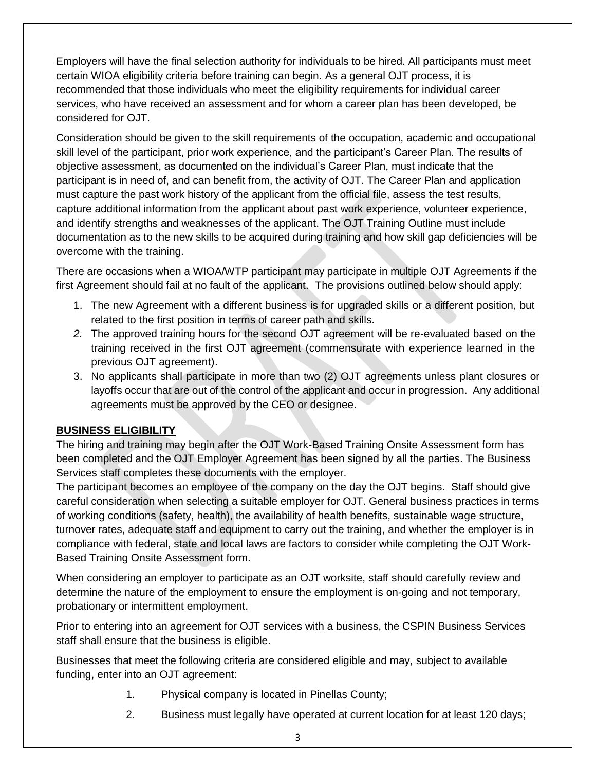Employers will have the final selection authority for individuals to be hired. All participants must meet certain WIOA eligibility criteria before training can begin. As a general OJT process, it is recommended that those individuals who meet the eligibility requirements for individual career services, who have received an assessment and for whom a career plan has been developed, be considered for OJT.

Consideration should be given to the skill requirements of the occupation, academic and occupational skill level of the participant, prior work experience, and the participant's Career Plan. The results of objective assessment, as documented on the individual's Career Plan, must indicate that the participant is in need of, and can benefit from, the activity of OJT. The Career Plan and application must capture the past work history of the applicant from the official file, assess the test results, capture additional information from the applicant about past work experience, volunteer experience, and identify strengths and weaknesses of the applicant. The OJT Training Outline must include documentation as to the new skills to be acquired during training and how skill gap deficiencies will be overcome with the training.

There are occasions when a WIOA/WTP participant may participate in multiple OJT Agreements if the first Agreement should fail at no fault of the applicant. The provisions outlined below should apply:

1. The new Agreement with a different business is for upgraded skills or a different position, but related to the first position in terms of career path and skills.
2. The approved training hours for the second OJT agreement will be re-evaluated based on the training received in the first OJT agreement (commensurate with experience learned in the previous OJT agreement).
3. No applicants shall participate in more than two (2) OJT agreements unless plant closures or layoffs occur that are out of the control of the applicant and occur in progression. Any additional agreements must be approved by the CEO or designee.

**BUSINESS ELIGIBILITY**

The hiring and training may begin after the OJT Work-Based Training Onsite Assessment form has been completed and the OJT Employer Agreement has been signed by all the parties. The Business Services staff completes these documents with the employer.

The participant becomes an employee of the company on the day the OJT begins. Staff should give careful consideration when selecting a suitable employer for OJT. General business practices in terms of working conditions (safety, health), the availability of health benefits, sustainable wage structure, turnover rates, adequate staff and equipment to carry out the training, and whether the employer is in compliance with federal, state and local laws are factors to consider while completing the OJT Work-Based Training Onsite Assessment form.

When considering an employer to participate as an OJT worksite, staff should carefully review and determine the nature of the employment to ensure the employment is on-going and not temporary, probationary or intermittent employment.

Prior to entering into an agreement for OJT services with a business, the CSPIN Business Services staff shall ensure that the business is eligible.

Businesses that meet the following criteria are considered eligible and may, subject to available funding, enter into an OJT agreement:

1. Physical company is located in Pinellas County;
2. Business must legally have operated at current location for at least 120 days;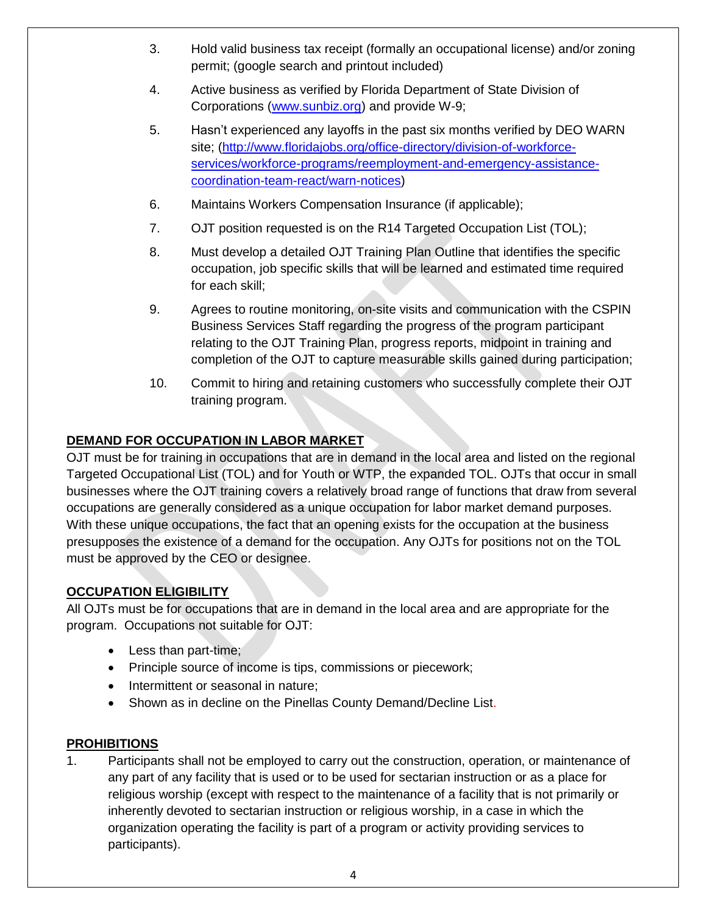3. Hold valid business tax receipt (formally an occupational license) and/or zoning permit; (google search and printout included)

4. Active business as verified by Florida Department of State Division of Corporations (www.sunbiz.org) and provide W-9;

5. Hasn't experienced any layoffs in the past six months verified by DEO WARN site; (http://www.floridajobs.org/office-directory/division-of-workforce-services/workforce-programs/reemployment-and-emergency-assistance-coordination-team-react/warn-notices)

6. Maintains Workers Compensation Insurance (if applicable);

7. OJT position requested is on the R14 Targeted Occupation List (TOL);

8. Must develop a detailed OJT Training Plan Outline that identifies the specific occupation, job specific skills that will be learned and estimated time required for each skill;

9. Agrees to routine monitoring, on-site visits and communication with the CSPIN Business Services Staff regarding the progress of the program participant relating to the OJT Training Plan, progress reports, midpoint in training and completion of the OJT to capture measurable skills gained during participation;

10. Commit to hiring and retaining customers who successfully complete their OJT training program.

## DEMAND FOR OCCUPATION IN LABOR MARKET

OJT must be for training in occupations that are in demand in the local area and listed on the regional Targeted Occupational List (TOL) and for Youth or WTP, the expanded TOL. OJTs that occur in small businesses where the OJT training covers a relatively broad range of functions that draw from several occupations are generally considered as a unique occupation for labor market demand purposes. With these unique occupations, the fact that an opening exists for the occupation at the business presupposes the existence of a demand for the occupation. Any OJTs for positions not on the TOL must be approved by the CEO or designee.

## OCCUPATION ELIGIBILITY

All OJTs must be for occupations that are in demand in the local area and are appropriate for the program. Occupations not suitable for OJT:

- Less than part-time;
- Principle source of income is tips, commissions or piecework;
- Intermittent or seasonal in nature;
- Shown as in decline on the Pinellas County Demand/Decline List.

## PROHIBITIONS

1. Participants shall not be employed to carry out the construction, operation, or maintenance of any part of any facility that is used or to be used for sectarian instruction or as a place for religious worship (except with respect to the maintenance of a facility that is not primarily or inherently devoted to sectarian instruction or religious worship, in a case in which the organization operating the facility is part of a program or activity providing services to participants).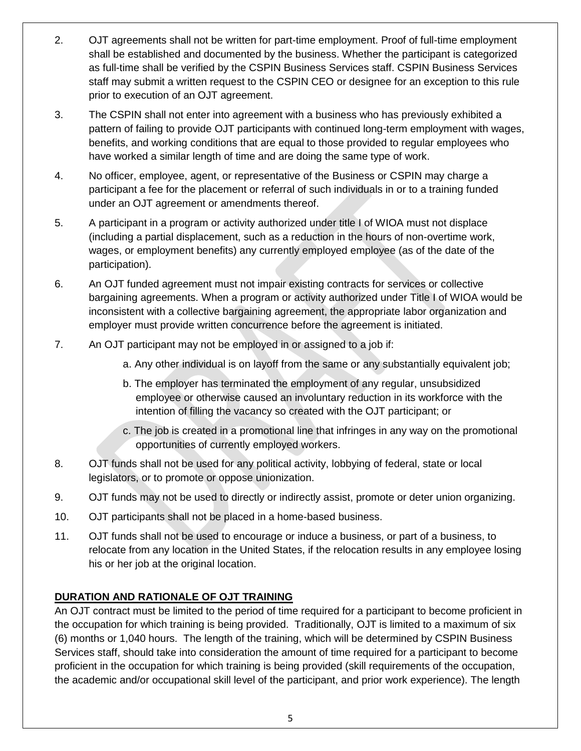2. OJT agreements shall not be written for part-time employment. Proof of full-time employment shall be established and documented by the business. Whether the participant is categorized as full-time shall be verified by the CSPIN Business Services staff. CSPIN Business Services staff may submit a written request to the CSPIN CEO or designee for an exception to this rule prior to execution of an OJT agreement.

3. The CSPIN shall not enter into agreement with a business who has previously exhibited a pattern of failing to provide OJT participants with continued long-term employment with wages, benefits, and working conditions that are equal to those provided to regular employees who have worked a similar length of time and are doing the same type of work.

4. No officer, employee, agent, or representative of the Business or CSPIN may charge a participant a fee for the placement or referral of such individuals in or to a training funded under an OJT agreement or amendments thereof.

5. A participant in a program or activity authorized under title I of WIOA must not displace (including a partial displacement, such as a reduction in the hours of non-overtime work, wages, or employment benefits) any currently employed employee (as of the date of the participation).

6. An OJT funded agreement must not impair existing contracts for services or collective bargaining agreements. When a program or activity authorized under Title I of WIOA would be inconsistent with a collective bargaining agreement, the appropriate labor organization and employer must provide written concurrence before the agreement is initiated.

7. An OJT participant may not be employed in or assigned to a job if:

   a. Any other individual is on layoff from the same or any substantially equivalent job;

   b. The employer has terminated the employment of any regular, unsubsidized employee or otherwise caused an involuntary reduction in its workforce with the intention of filling the vacancy so created with the OJT participant; or

   c. The job is created in a promotional line that infringes in any way on the promotional opportunities of currently employed workers.

8. OJT funds shall not be used for any political activity, lobbying of federal, state or local legislators, or to promote or oppose unionization.

9. OJT funds may not be used to directly or indirectly assist, promote or deter union organizing.

10. OJT participants shall not be placed in a home-based business.

11. OJT funds shall not be used to encourage or induce a business, or part of a business, to relocate from any location in the United States, if the relocation results in any employee losing his or her job at the original location.

**DURATION AND RATIONALE OF OJT TRAINING**

An OJT contract must be limited to the period of time required for a participant to become proficient in the occupation for which training is being provided. Traditionally, OJT is limited to a maximum of six (6) months or 1,040 hours. The length of the training, which will be determined by CSPIN Business Services staff, should take into consideration the amount of time required for a participant to become proficient in the occupation for which training is being provided (skill requirements of the occupation, the academic and/or occupational skill level of the participant, and prior work experience). The length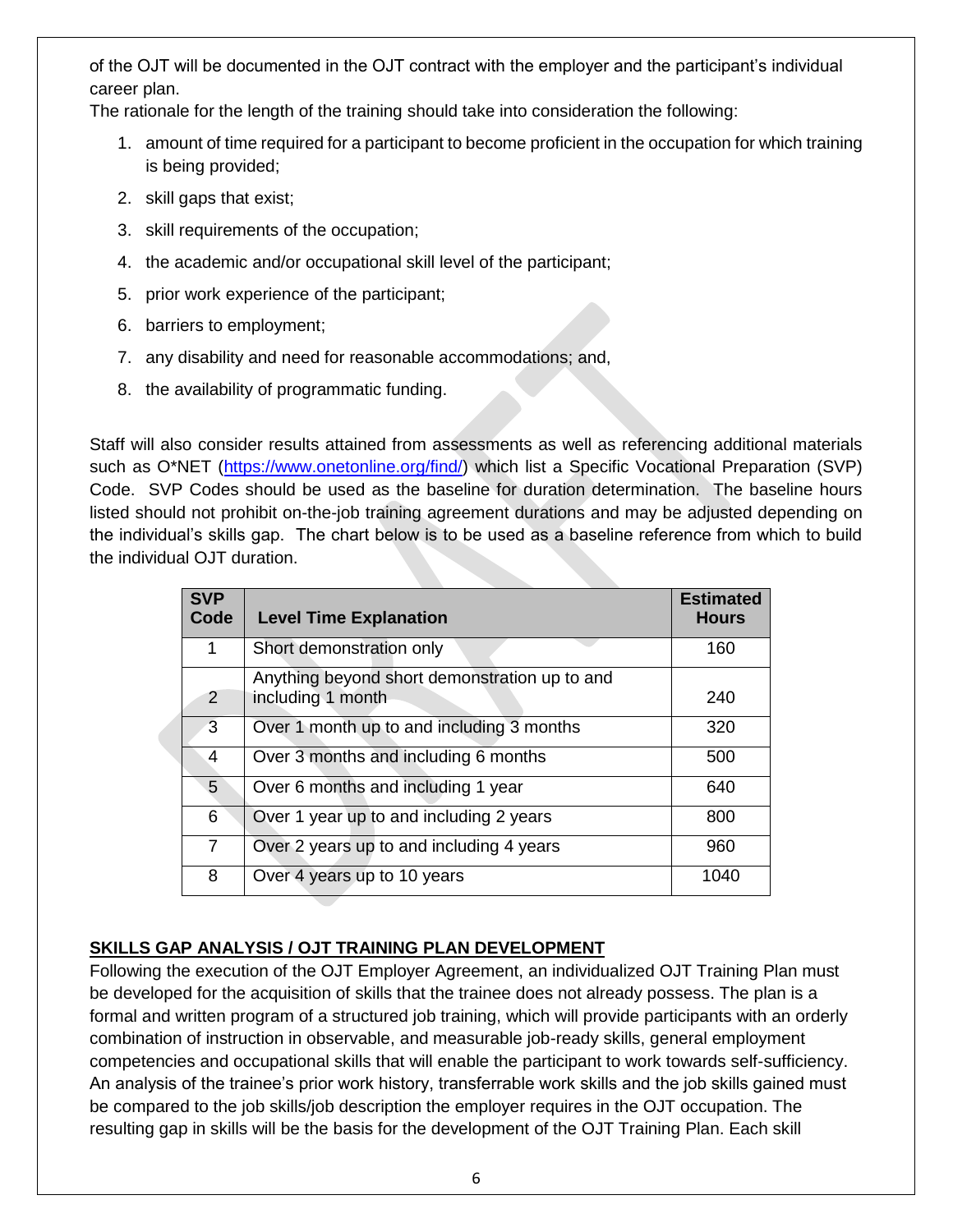of the OJT will be documented in the OJT contract with the employer and the participant's individual career plan.

The rationale for the length of the training should take into consideration the following:

1. amount of time required for a participant to become proficient in the occupation for which training is being provided;
2. skill gaps that exist;
3. skill requirements of the occupation;
4. the academic and/or occupational skill level of the participant;
5. prior work experience of the participant;
6. barriers to employment;
7. any disability and need for reasonable accommodations; and,
8. the availability of programmatic funding.

Staff will also consider results attained from assessments as well as referencing additional materials such as O*NET (https://www.onetonline.org/find/) which list a Specific Vocational Preparation (SVP) Code. SVP Codes should be used as the baseline for duration determination. The baseline hours listed should not prohibit on-the-job training agreement durations and may be adjusted depending on the individual's skills gap. The chart below is to be used as a baseline reference from which to build the individual OJT duration.

| SVP Code | Level Time Explanation | Estimated Hours |
|---|---|---|
| 1 | Short demonstration only | 160 |
| 2 | Anything beyond short demonstration up to and including 1 month | 240 |
| 3 | Over 1 month up to and including 3 months | 320 |
| 4 | Over 3 months and including 6 months | 500 |
| 5 | Over 6 months and including 1 year | 640 |
| 6 | Over 1 year up to and including 2 years | 800 |
| 7 | Over 2 years up to and including 4 years | 960 |
| 8 | Over 4 years up to 10 years | 1040 |

**SKILLS GAP ANALYSIS / OJT TRAINING PLAN DEVELOPMENT**

Following the execution of the OJT Employer Agreement, an individualized OJT Training Plan must be developed for the acquisition of skills that the trainee does not already possess. The plan is a formal and written program of a structured job training, which will provide participants with an orderly combination of instruction in observable, and measurable job-ready skills, general employment competencies and occupational skills that will enable the participant to work towards self-sufficiency. An analysis of the trainee's prior work history, transferrable work skills and the job skills gained must be compared to the job skills/job description the employer requires in the OJT occupation. The resulting gap in skills will be the basis for the development of the OJT Training Plan. Each skill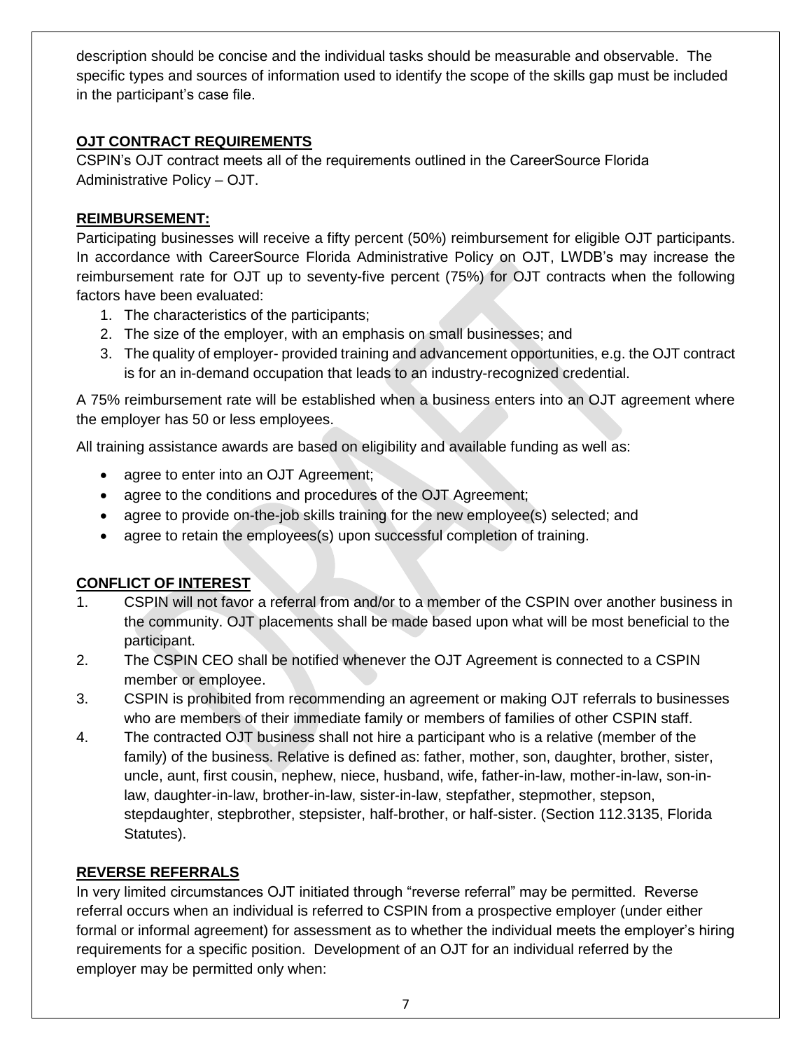description should be concise and the individual tasks should be measurable and observable. The specific types and sources of information used to identify the scope of the skills gap must be included in the participant's case file.

**OJT CONTRACT REQUIREMENTS**

CSPIN's OJT contract meets all of the requirements outlined in the CareerSource Florida Administrative Policy – OJT.

**REIMBURSEMENT:**

Participating businesses will receive a fifty percent (50%) reimbursement for eligible OJT participants. In accordance with CareerSource Florida Administrative Policy on OJT, LWDB's may increase the reimbursement rate for OJT up to seventy-five percent (75%) for OJT contracts when the following factors have been evaluated:

1. The characteristics of the participants;
2. The size of the employer, with an emphasis on small businesses; and
3. The quality of employer- provided training and advancement opportunities, e.g. the OJT contract is for an in-demand occupation that leads to an industry-recognized credential.

A 75% reimbursement rate will be established when a business enters into an OJT agreement where the employer has 50 or less employees.

All training assistance awards are based on eligibility and available funding as well as:

- agree to enter into an OJT Agreement;
- agree to the conditions and procedures of the OJT Agreement;
- agree to provide on-the-job skills training for the new employee(s) selected; and
- agree to retain the employees(s) upon successful completion of training.

**CONFLICT OF INTEREST**

1. CSPIN will not favor a referral from and/or to a member of the CSPIN over another business in the community. OJT placements shall be made based upon what will be most beneficial to the participant.
2. The CSPIN CEO shall be notified whenever the OJT Agreement is connected to a CSPIN member or employee.
3. CSPIN is prohibited from recommending an agreement or making OJT referrals to businesses who are members of their immediate family or members of families of other CSPIN staff.
4. The contracted OJT business shall not hire a participant who is a relative (member of the family) of the business. Relative is defined as: father, mother, son, daughter, brother, sister, uncle, aunt, first cousin, nephew, niece, husband, wife, father-in-law, mother-in-law, son-in-law, daughter-in-law, brother-in-law, sister-in-law, stepfather, stepmother, stepson, stepdaughter, stepbrother, stepsister, half-brother, or half-sister. (Section 112.3135, Florida Statutes).

**REVERSE REFERRALS**

In very limited circumstances OJT initiated through "reverse referral" may be permitted. Reverse referral occurs when an individual is referred to CSPIN from a prospective employer (under either formal or informal agreement) for assessment as to whether the individual meets the employer's hiring requirements for a specific position. Development of an OJT for an individual referred by the employer may be permitted only when: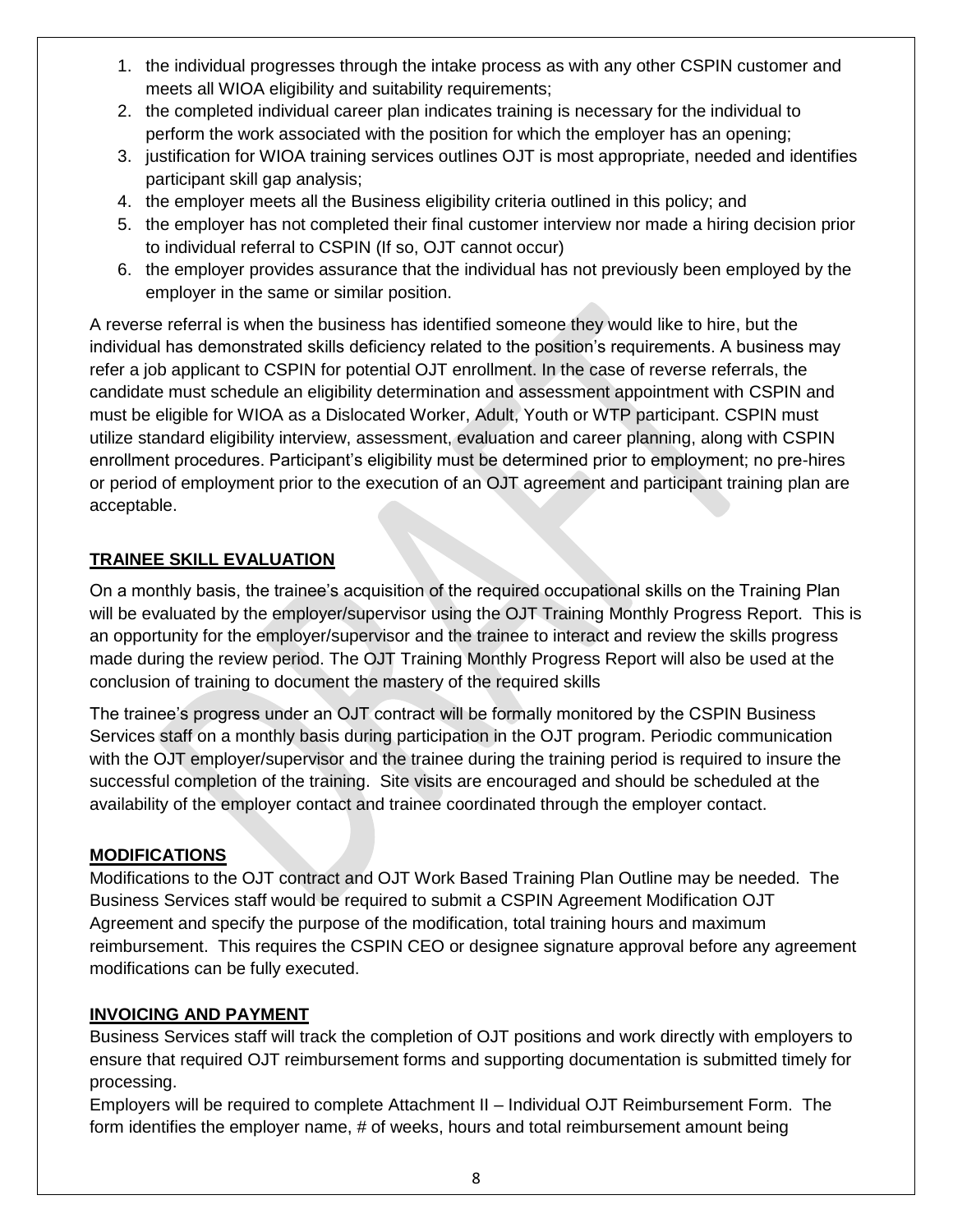1. the individual progresses through the intake process as with any other CSPIN customer and meets all WIOA eligibility and suitability requirements;
2. the completed individual career plan indicates training is necessary for the individual to perform the work associated with the position for which the employer has an opening;
3. justification for WIOA training services outlines OJT is most appropriate, needed and identifies participant skill gap analysis;
4. the employer meets all the Business eligibility criteria outlined in this policy; and
5. the employer has not completed their final customer interview nor made a hiring decision prior to individual referral to CSPIN (If so, OJT cannot occur)
6. the employer provides assurance that the individual has not previously been employed by the employer in the same or similar position.

A reverse referral is when the business has identified someone they would like to hire, but the individual has demonstrated skills deficiency related to the position's requirements. A business may refer a job applicant to CSPIN for potential OJT enrollment. In the case of reverse referrals, the candidate must schedule an eligibility determination and assessment appointment with CSPIN and must be eligible for WIOA as a Dislocated Worker, Adult, Youth or WTP participant. CSPIN must utilize standard eligibility interview, assessment, evaluation and career planning, along with CSPIN enrollment procedures. Participant's eligibility must be determined prior to employment; no pre-hires or period of employment prior to the execution of an OJT agreement and participant training plan are acceptable.

## TRAINEE SKILL EVALUATION

On a monthly basis, the trainee's acquisition of the required occupational skills on the Training Plan will be evaluated by the employer/supervisor using the OJT Training Monthly Progress Report. This is an opportunity for the employer/supervisor and the trainee to interact and review the skills progress made during the review period. The OJT Training Monthly Progress Report will also be used at the conclusion of training to document the mastery of the required skills

The trainee's progress under an OJT contract will be formally monitored by the CSPIN Business Services staff on a monthly basis during participation in the OJT program. Periodic communication with the OJT employer/supervisor and the trainee during the training period is required to insure the successful completion of the training. Site visits are encouraged and should be scheduled at the availability of the employer contact and trainee coordinated through the employer contact.

## MODIFICATIONS

Modifications to the OJT contract and OJT Work Based Training Plan Outline may be needed. The Business Services staff would be required to submit a CSPIN Agreement Modification OJT Agreement and specify the purpose of the modification, total training hours and maximum reimbursement. This requires the CSPIN CEO or designee signature approval before any agreement modifications can be fully executed.

## INVOICING AND PAYMENT

Business Services staff will track the completion of OJT positions and work directly with employers to ensure that required OJT reimbursement forms and supporting documentation is submitted timely for processing.

Employers will be required to complete Attachment II – Individual OJT Reimbursement Form. The form identifies the employer name, # of weeks, hours and total reimbursement amount being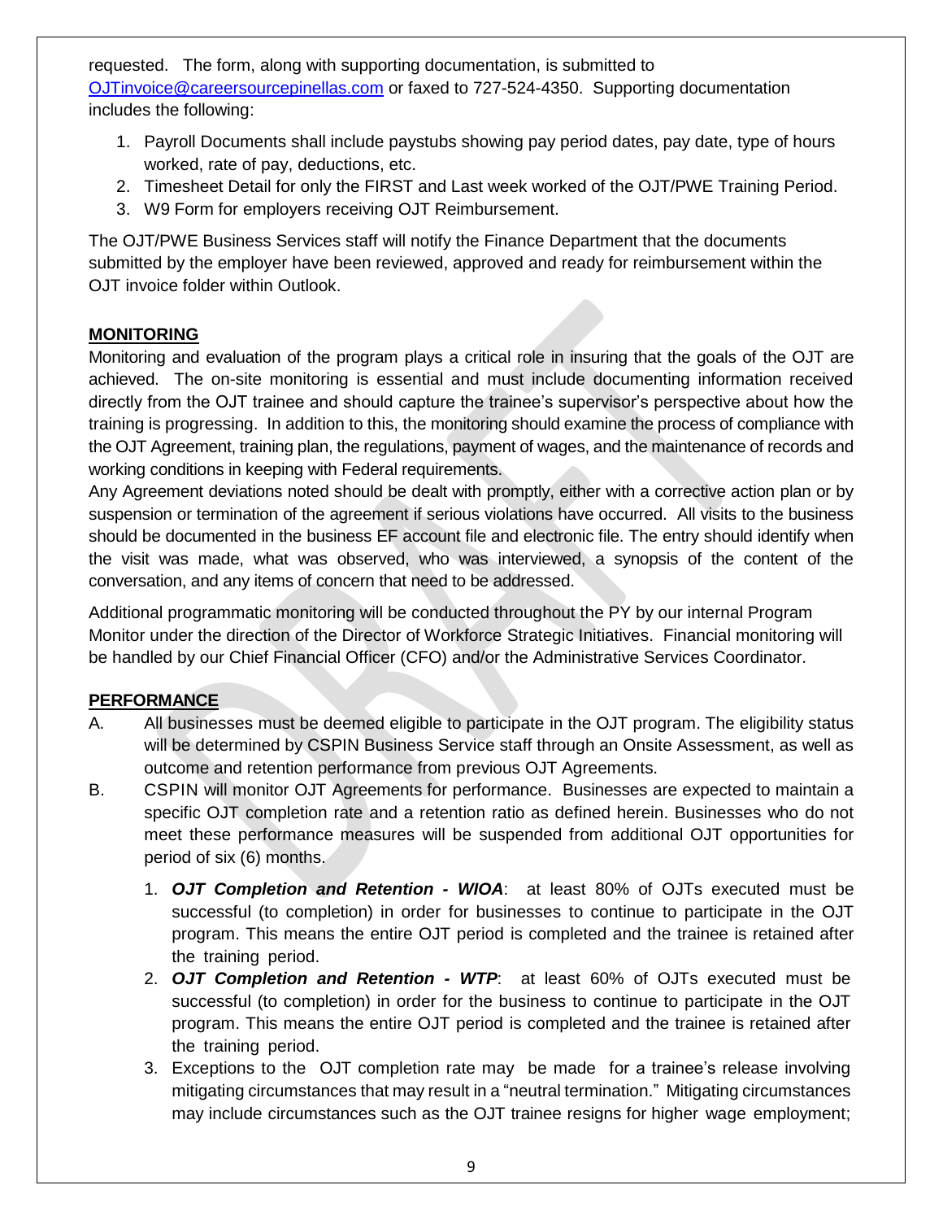requested. The form, along with supporting documentation, is submitted to [OJTinvoice@careersourcepinellas.com](mailto:OJTinvoice@careersourcepinellas.com) or faxed to 727-524-4350. Supporting documentation includes the following:

1. Payroll Documents shall include paystubs showing pay period dates, pay date, type of hours worked, rate of pay, deductions, etc.
2. Timesheet Detail for only the FIRST and Last week worked of the OJT/PWE Training Period.
3. W9 Form for employers receiving OJT Reimbursement.

The OJT/PWE Business Services staff will notify the Finance Department that the documents submitted by the employer have been reviewed, approved and ready for reimbursement within the OJT invoice folder within Outlook.

**MONITORING**

Monitoring and evaluation of the program plays a critical role in insuring that the goals of the OJT are achieved. The on-site monitoring is essential and must include documenting information received directly from the OJT trainee and should capture the trainee's supervisor's perspective about how the training is progressing. In addition to this, the monitoring should examine the process of compliance with the OJT Agreement, training plan, the regulations, payment of wages, and the maintenance of records and working conditions in keeping with Federal requirements.

Any Agreement deviations noted should be dealt with promptly, either with a corrective action plan or by suspension or termination of the agreement if serious violations have occurred. All visits to the business should be documented in the business EF account file and electronic file. The entry should identify when the visit was made, what was observed, who was interviewed, a synopsis of the content of the conversation, and any items of concern that need to be addressed.

Additional programmatic monitoring will be conducted throughout the PY by our internal Program Monitor under the direction of the Director of Workforce Strategic Initiatives. Financial monitoring will be handled by our Chief Financial Officer (CFO) and/or the Administrative Services Coordinator.

**PERFORMANCE**

A. All businesses must be deemed eligible to participate in the OJT program. The eligibility status will be determined by CSPIN Business Service staff through an Onsite Assessment, as well as outcome and retention performance from previous OJT Agreements.

B. CSPIN will monitor OJT Agreements for performance. Businesses are expected to maintain a specific OJT completion rate and a retention ratio as defined herein. Businesses who do not meet these performance measures will be suspended from additional OJT opportunities for period of six (6) months.

   1. ***OJT Completion and Retention - WIOA***: at least 80% of OJTs executed must be successful (to completion) in order for businesses to continue to participate in the OJT program. This means the entire OJT period is completed and the trainee is retained after the training period.
   2. ***OJT Completion and Retention - WTP***: at least 60% of OJTs executed must be successful (to completion) in order for the business to continue to participate in the OJT program. This means the entire OJT period is completed and the trainee is retained after the training period.
   3. Exceptions to the OJT completion rate may be made for a trainee's release involving mitigating circumstances that may result in a "neutral termination." Mitigating circumstances may include circumstances such as the OJT trainee resigns for higher wage employment;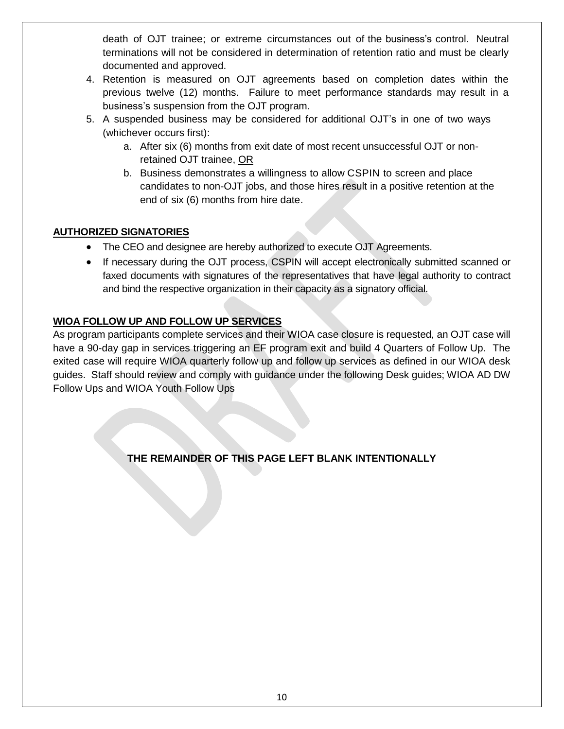death of OJT trainee; or extreme circumstances out of the business's control. Neutral terminations will not be considered in determination of retention ratio and must be clearly documented and approved.

4. Retention is measured on OJT agreements based on completion dates within the previous twelve (12) months. Failure to meet performance standards may result in a business's suspension from the OJT program.
5. A suspended business may be considered for additional OJT's in one of two ways (whichever occurs first):
   a. After six (6) months from exit date of most recent unsuccessful OJT or non-retained OJT trainee, OR
   b. Business demonstrates a willingness to allow CSPIN to screen and place candidates to non-OJT jobs, and those hires result in a positive retention at the end of six (6) months from hire date.

**AUTHORIZED SIGNATORIES**

- The CEO and designee are hereby authorized to execute OJT Agreements.
- If necessary during the OJT process, CSPIN will accept electronically submitted scanned or faxed documents with signatures of the representatives that have legal authority to contract and bind the respective organization in their capacity as a signatory official.

**WIOA FOLLOW UP AND FOLLOW UP SERVICES**

As program participants complete services and their WIOA case closure is requested, an OJT case will have a 90-day gap in services triggering an EF program exit and build 4 Quarters of Follow Up. The exited case will require WIOA quarterly follow up and follow up services as defined in our WIOA desk guides. Staff should review and comply with guidance under the following Desk guides; WIOA AD DW Follow Ups and WIOA Youth Follow Ups

**THE REMAINDER OF THIS PAGE LEFT BLANK INTENTIONALLY**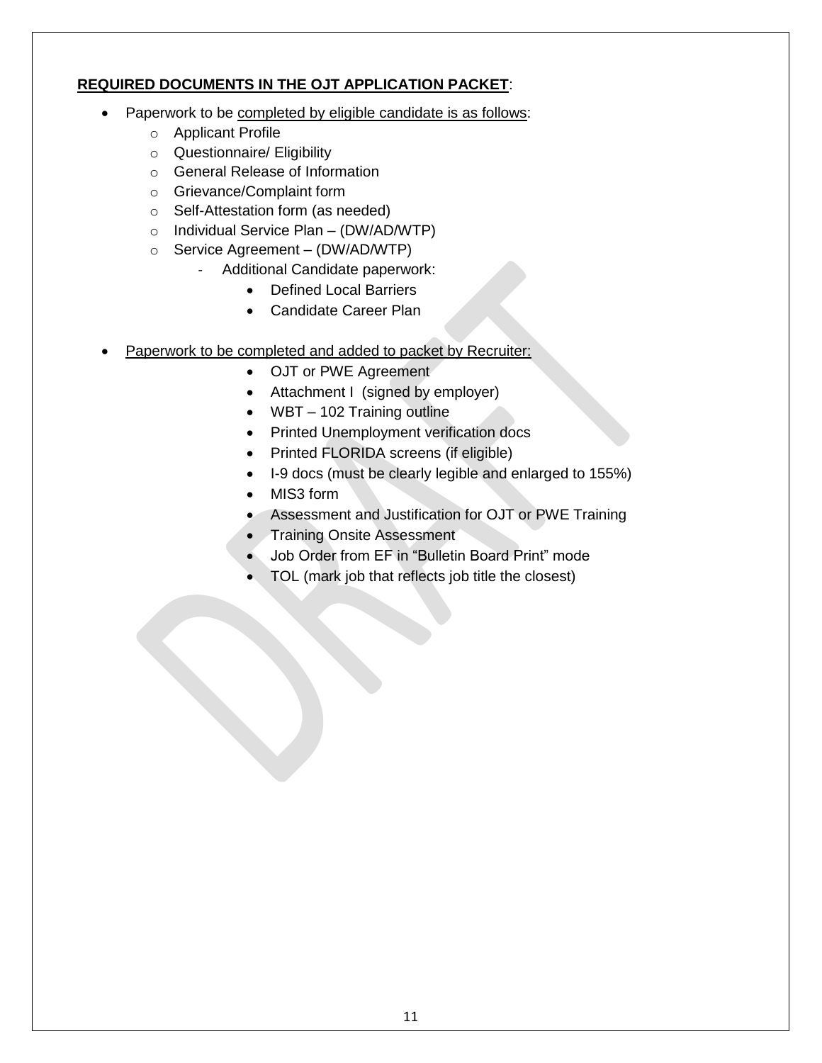**<u>REQUIRED DOCUMENTS IN THE OJT APPLICATION PACKET</u>**:

- Paperwork to be <u>completed by eligible candidate is as follows</u>:
  - Applicant Profile
  - Questionnaire/ Eligibility
  - General Release of Information
  - Grievance/Complaint form
  - Self-Attestation form (as needed)
  - Individual Service Plan – (DW/AD/WTP)
  - Service Agreement – (DW/AD/WTP)
    - Additional Candidate paperwork:
      - Defined Local Barriers
      - Candidate Career Plan

- <u>Paperwork to be completed and added to packet by Recruiter:</u>
  - OJT or PWE Agreement
  - Attachment I (signed by employer)
  - WBT – 102 Training outline
  - Printed Unemployment verification docs
  - Printed FLORIDA screens (if eligible)
  - I-9 docs (must be clearly legible and enlarged to 155%)
  - MIS3 form
  - Assessment and Justification for OJT or PWE Training
  - Training Onsite Assessment
  - Job Order from EF in "Bulletin Board Print" mode
  - TOL (mark job that reflects job title the closest)